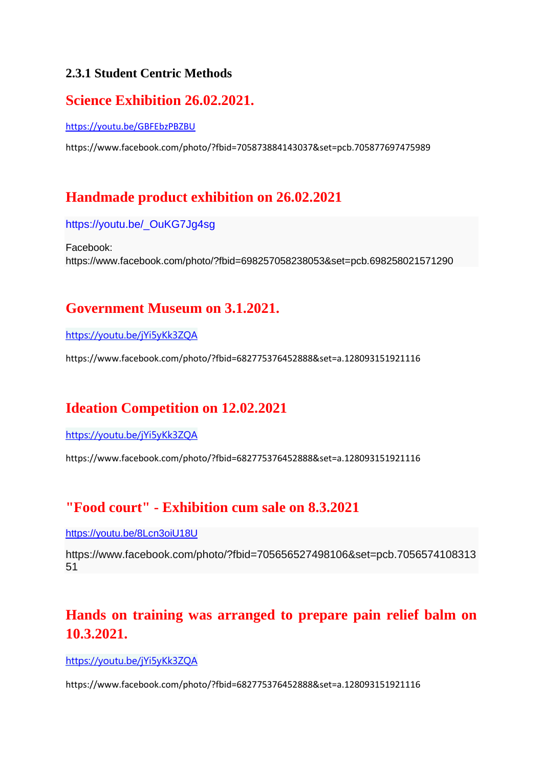### 2.3.1 Student Centric Methods

## Science Exhibition 26.02.2021.

https://youtu.be/GBFEbzPBZBU

https://www.facebook.com/photo/?fbid=705873884143037&set=pcb.705877697475989

## Handmade product exhibition on 26.02.2021

https://youtu.be/_OuKG7Jg4sg

Facebook: https://www.facebook.com/photo/?fbid=698257058238053&set=pcb.698258021571290

## Government Museum on 3.1.2021.

https://youtu.be/jYi5yKk3ZQA

https://www.facebook.com/photo/?fbid=682775376452888&set=a.128093151921116

## Ideation Competition on 12.02.2021

https://youtu.be/jYi5yKk3ZQA

https://www.facebook.com/photo/?fbid=682775376452888&set=a.128093151921116

## "Food court" - Exhibition cum sale on 8.3.2021

https://youtu.be/8Lcn3oiU18U

https://www.facebook.com/photo/?fbid=705656527498106&set=pcb.705657410831351

## Hands on training was arranged to prepare pain relief balm on 10.3.2021.

https://youtu.be/jYi5yKk3ZQA

https://www.facebook.com/photo/?fbid=682775376452888&set=a.128093151921116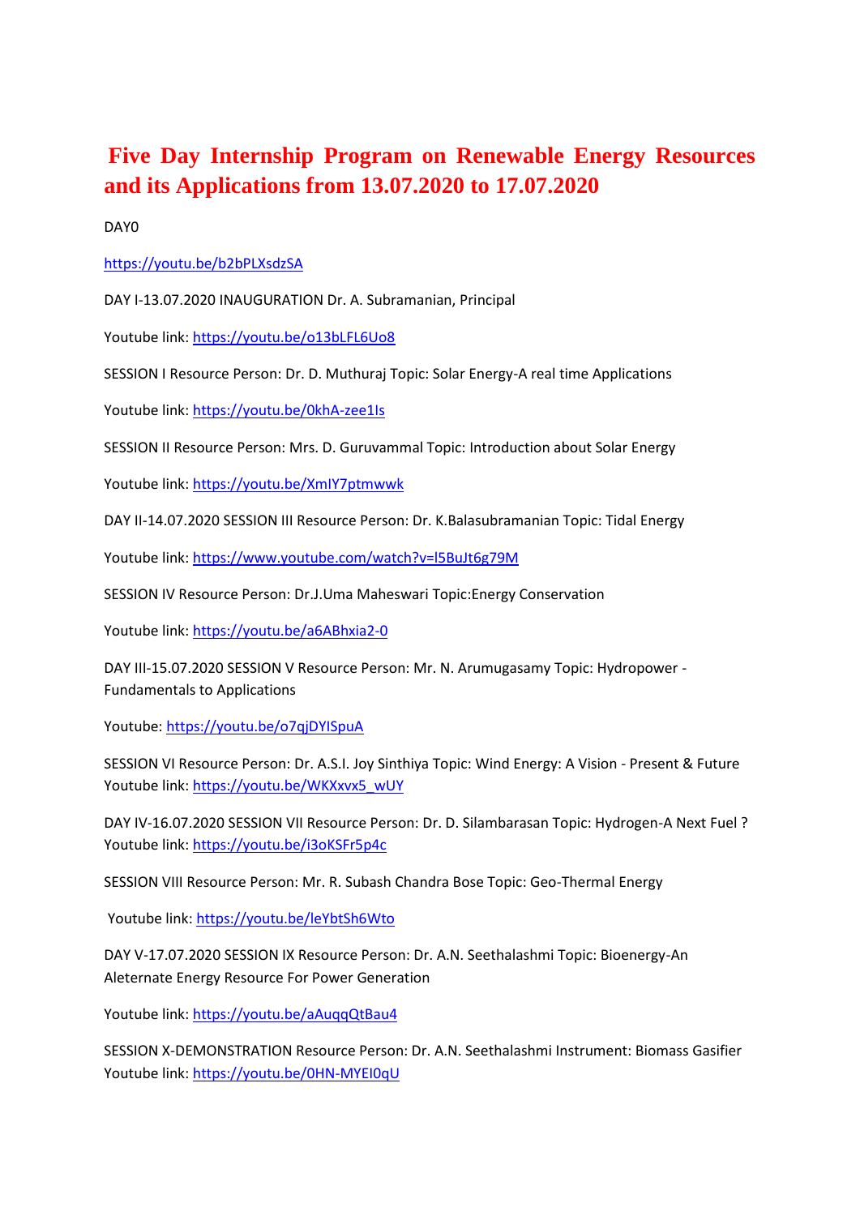# Five Day Internship Program on Renewable Energy Resources and its Applications from 13.07.2020 to 17.07.2020

DAY0

https://youtu.be/b2bPLXsdzSA

DAY I-13.07.2020 INAUGURATION Dr. A. Subramanian, Principal

Youtube link: https://youtu.be/o13bLFL6Uo8

SESSION I Resource Person: Dr. D. Muthuraj Topic: Solar Energy-A real time Applications

Youtube link: https://youtu.be/0khA-zee1Is

SESSION II Resource Person: Mrs. D. Guruvammal Topic: Introduction about Solar Energy

Youtube link: https://youtu.be/XmIY7ptmwwk

DAY II-14.07.2020 SESSION III Resource Person: Dr. K.Balasubramanian Topic: Tidal Energy

Youtube link: https://www.youtube.com/watch?v=l5BuJt6g79M

SESSION IV Resource Person: Dr.J.Uma Maheswari Topic:Energy Conservation

Youtube link: https://youtu.be/a6ABhxia2-0

DAY III-15.07.2020 SESSION V Resource Person: Mr. N. Arumugasamy Topic: Hydropower - Fundamentals to Applications

Youtube: https://youtu.be/o7qjDYISpuA

SESSION VI Resource Person: Dr. A.S.I. Joy Sinthiya Topic: Wind Energy: A Vision - Present & Future Youtube link: https://youtu.be/WKXxvx5_wUY

DAY IV-16.07.2020 SESSION VII Resource Person: Dr. D. Silambarasan Topic: Hydrogen-A Next Fuel ? Youtube link: https://youtu.be/i3oKSFr5p4c

SESSION VIII Resource Person: Mr. R. Subash Chandra Bose Topic: Geo-Thermal Energy

Youtube link: https://youtu.be/leYbtSh6Wto

DAY V-17.07.2020 SESSION IX Resource Person: Dr. A.N. Seethalashmi Topic: Bioenergy-An Aleternate Energy Resource For Power Generation

Youtube link: https://youtu.be/aAuqqQtBau4

SESSION X-DEMONSTRATION Resource Person: Dr. A.N. Seethalashmi Instrument: Biomass Gasifier Youtube link: https://youtu.be/0HN-MYEI0qU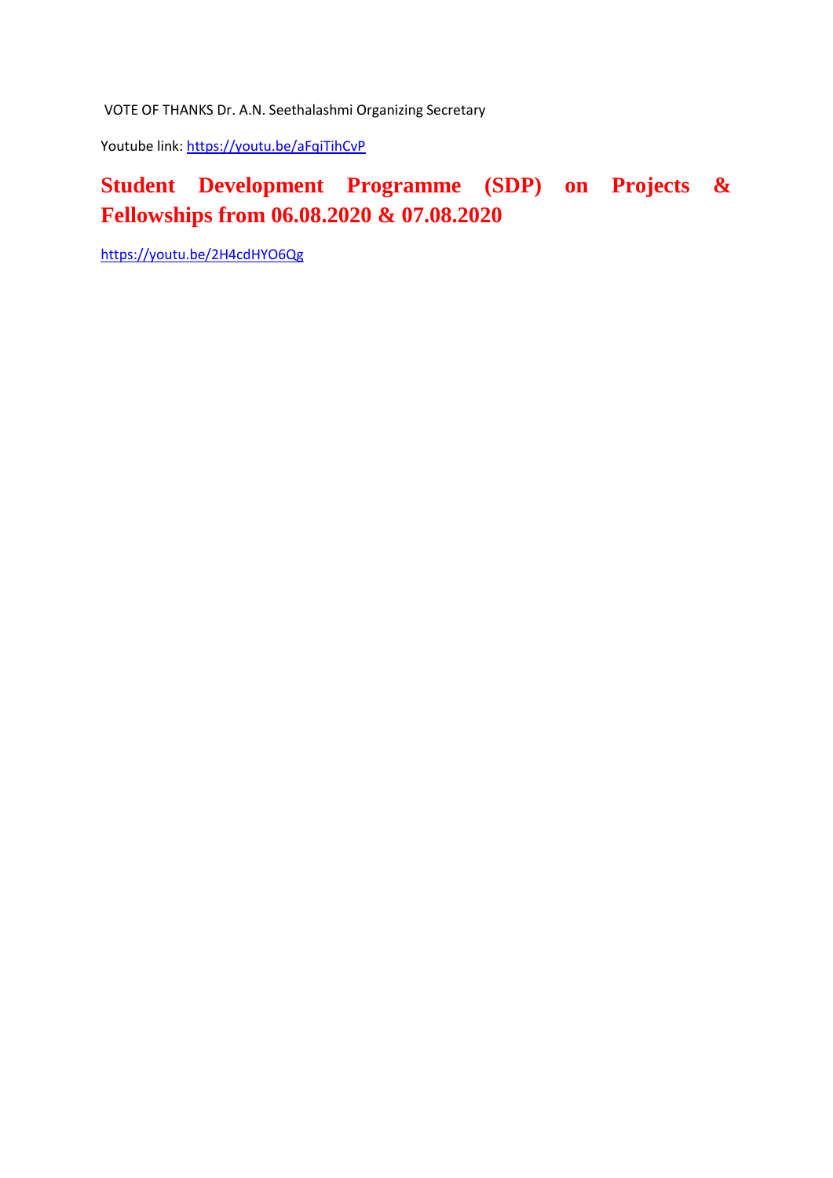VOTE OF THANKS Dr. A.N. Seethalashmi Organizing Secretary

Youtube link: https://youtu.be/aFqiTihCvP

## Student Development Programme (SDP) on Projects & Fellowships from 06.08.2020 & 07.08.2020

https://youtu.be/2H4cdHYO6Qg